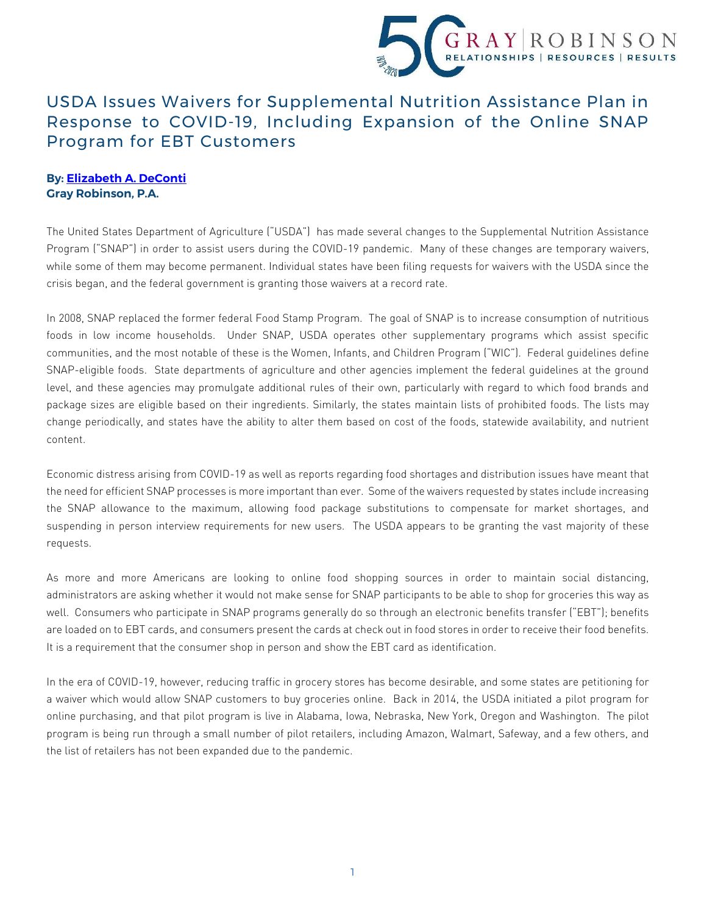# USDA Issues Waivers for Supplemental Nutrition Assistance Plan in Response to COVID-19, Including Expansion of the Online SNAP Program for EBT Customers

**By: [Elizabeth A. DeConti](#)**
**Gray Robinson, P.A.**

The United States Department of Agriculture ("USDA") has made several changes to the Supplemental Nutrition Assistance Program ("SNAP") in order to assist users during the COVID-19 pandemic. Many of these changes are temporary waivers, while some of them may become permanent. Individual states have been filing requests for waivers with the USDA since the crisis began, and the federal government is granting those waivers at a record rate.

In 2008, SNAP replaced the former federal Food Stamp Program. The goal of SNAP is to increase consumption of nutritious foods in low income households. Under SNAP, USDA operates other supplementary programs which assist specific communities, and the most notable of these is the Women, Infants, and Children Program ("WIC"). Federal guidelines define SNAP-eligible foods. State departments of agriculture and other agencies implement the federal guidelines at the ground level, and these agencies may promulgate additional rules of their own, particularly with regard to which food brands and package sizes are eligible based on their ingredients. Similarly, the states maintain lists of prohibited foods. The lists may change periodically, and states have the ability to alter them based on cost of the foods, statewide availability, and nutrient content.

Economic distress arising from COVID-19 as well as reports regarding food shortages and distribution issues have meant that the need for efficient SNAP processes is more important than ever. Some of the waivers requested by states include increasing the SNAP allowance to the maximum, allowing food package substitutions to compensate for market shortages, and suspending in person interview requirements for new users. The USDA appears to be granting the vast majority of these requests.

As more and more Americans are looking to online food shopping sources in order to maintain social distancing, administrators are asking whether it would not make sense for SNAP participants to be able to shop for groceries this way as well. Consumers who participate in SNAP programs generally do so through an electronic benefits transfer ("EBT"); benefits are loaded on to EBT cards, and consumers present the cards at check out in food stores in order to receive their food benefits. It is a requirement that the consumer shop in person and show the EBT card as identification.

In the era of COVID-19, however, reducing traffic in grocery stores has become desirable, and some states are petitioning for a waiver which would allow SNAP customers to buy groceries online. Back in 2014, the USDA initiated a pilot program for online purchasing, and that pilot program is live in Alabama, Iowa, Nebraska, New York, Oregon and Washington. The pilot program is being run through a small number of pilot retailers, including Amazon, Walmart, Safeway, and a few others, and the list of retailers has not been expanded due to the pandemic.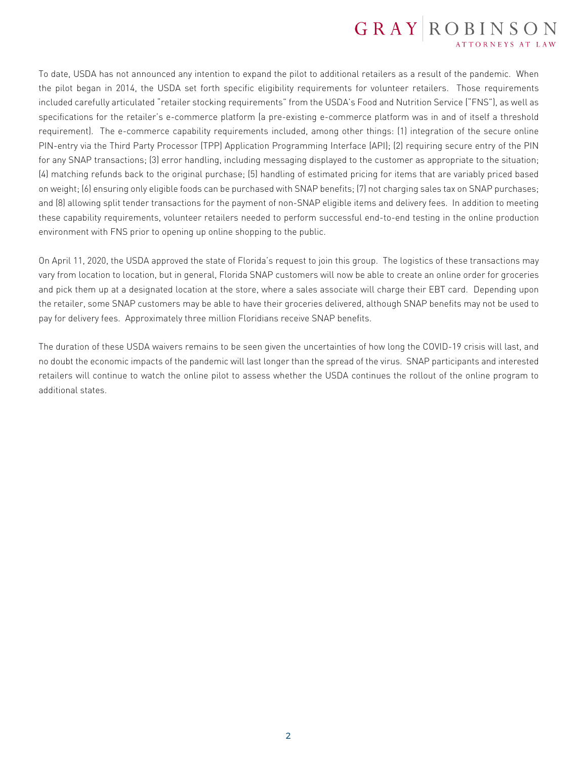To date, USDA has not announced any intention to expand the pilot to additional retailers as a result of the pandemic. When the pilot began in 2014, the USDA set forth specific eligibility requirements for volunteer retailers. Those requirements included carefully articulated "retailer stocking requirements" from the USDA's Food and Nutrition Service ("FNS"), as well as specifications for the retailer's e-commerce platform (a pre-existing e-commerce platform was in and of itself a threshold requirement). The e-commerce capability requirements included, among other things: (1) integration of the secure online PIN-entry via the Third Party Processor (TPP) Application Programming Interface (API); (2) requiring secure entry of the PIN for any SNAP transactions; (3) error handling, including messaging displayed to the customer as appropriate to the situation; (4) matching refunds back to the original purchase; (5) handling of estimated pricing for items that are variably priced based on weight; (6) ensuring only eligible foods can be purchased with SNAP benefits; (7) not charging sales tax on SNAP purchases; and (8) allowing split tender transactions for the payment of non-SNAP eligible items and delivery fees. In addition to meeting these capability requirements, volunteer retailers needed to perform successful end-to-end testing in the online production environment with FNS prior to opening up online shopping to the public.

On April 11, 2020, the USDA approved the state of Florida's request to join this group. The logistics of these transactions may vary from location to location, but in general, Florida SNAP customers will now be able to create an online order for groceries and pick them up at a designated location at the store, where a sales associate will charge their EBT card. Depending upon the retailer, some SNAP customers may be able to have their groceries delivered, although SNAP benefits may not be used to pay for delivery fees. Approximately three million Floridians receive SNAP benefits.

The duration of these USDA waivers remains to be seen given the uncertainties of how long the COVID-19 crisis will last, and no doubt the economic impacts of the pandemic will last longer than the spread of the virus. SNAP participants and interested retailers will continue to watch the online pilot to assess whether the USDA continues the rollout of the online program to additional states.